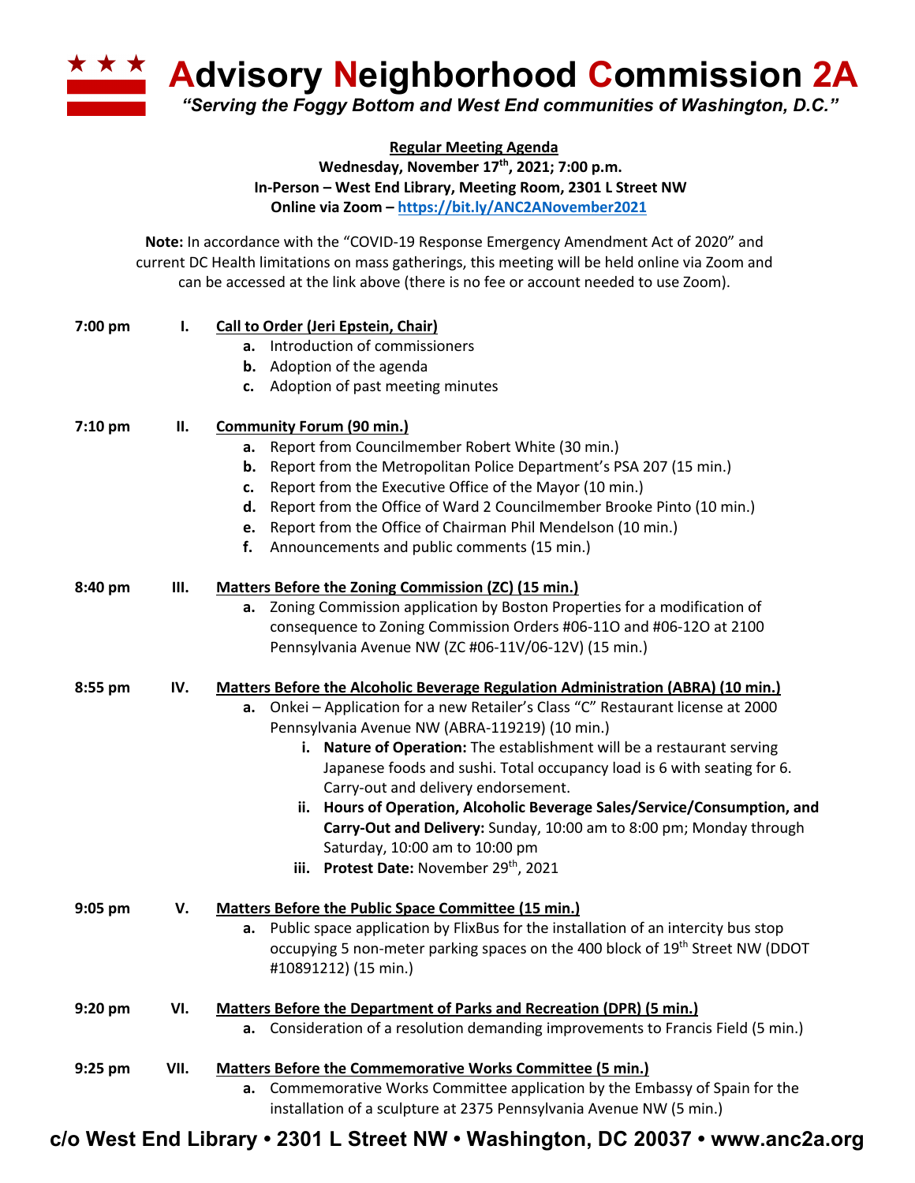# Advisory Neighborhood Commission 2A

*"Serving the Foggy Bottom and West End communities of Washington, D.C."*

**Regular Meeting Agenda**
**Wednesday, November 17th, 2021; 7:00 p.m.**
**In-Person – West End Library, Meeting Room, 2301 L Street NW**
**Online via Zoom – https://bit.ly/ANC2ANovember2021**

**Note:** In accordance with the "COVID-19 Response Emergency Amendment Act of 2020" and current DC Health limitations on mass gatherings, this meeting will be held online via Zoom and can be accessed at the link above (there is no fee or account needed to use Zoom).

**7:00 pm I. Call to Order (Jeri Epstein, Chair)**

- **a.** Introduction of commissioners
- **b.** Adoption of the agenda
- **c.** Adoption of past meeting minutes

**7:10 pm II. Community Forum (90 min.)**

- **a.** Report from Councilmember Robert White (30 min.)
- **b.** Report from the Metropolitan Police Department's PSA 207 (15 min.)
- **c.** Report from the Executive Office of the Mayor (10 min.)
- **d.** Report from the Office of Ward 2 Councilmember Brooke Pinto (10 min.)
- **e.** Report from the Office of Chairman Phil Mendelson (10 min.)
- **f.** Announcements and public comments (15 min.)

**8:40 pm III. Matters Before the Zoning Commission (ZC) (15 min.)**

- **a.** Zoning Commission application by Boston Properties for a modification of consequence to Zoning Commission Orders #06-11O and #06-12O at 2100 Pennsylvania Avenue NW (ZC #06-11V/06-12V) (15 min.)

**8:55 pm IV. Matters Before the Alcoholic Beverage Regulation Administration (ABRA) (10 min.)**

- **a.** Onkei – Application for a new Retailer's Class "C" Restaurant license at 2000 Pennsylvania Avenue NW (ABRA-119219) (10 min.)
  - **i. Nature of Operation:** The establishment will be a restaurant serving Japanese foods and sushi. Total occupancy load is 6 with seating for 6. Carry-out and delivery endorsement.
  - **ii. Hours of Operation, Alcoholic Beverage Sales/Service/Consumption, and Carry-Out and Delivery:** Sunday, 10:00 am to 8:00 pm; Monday through Saturday, 10:00 am to 10:00 pm
  - **iii. Protest Date:** November 29th, 2021

**9:05 pm V. Matters Before the Public Space Committee (15 min.)**

- **a.** Public space application by FlixBus for the installation of an intercity bus stop occupying 5 non-meter parking spaces on the 400 block of 19th Street NW (DDOT #10891212) (15 min.)

**9:20 pm VI. Matters Before the Department of Parks and Recreation (DPR) (5 min.)**

- **a.** Consideration of a resolution demanding improvements to Francis Field (5 min.)

**9:25 pm VII. Matters Before the Commemorative Works Committee (5 min.)**

- **a.** Commemorative Works Committee application by the Embassy of Spain for the installation of a sculpture at 2375 Pennsylvania Avenue NW (5 min.)

**c/o West End Library • 2301 L Street NW • Washington, DC 20037 • www.anc2a.org**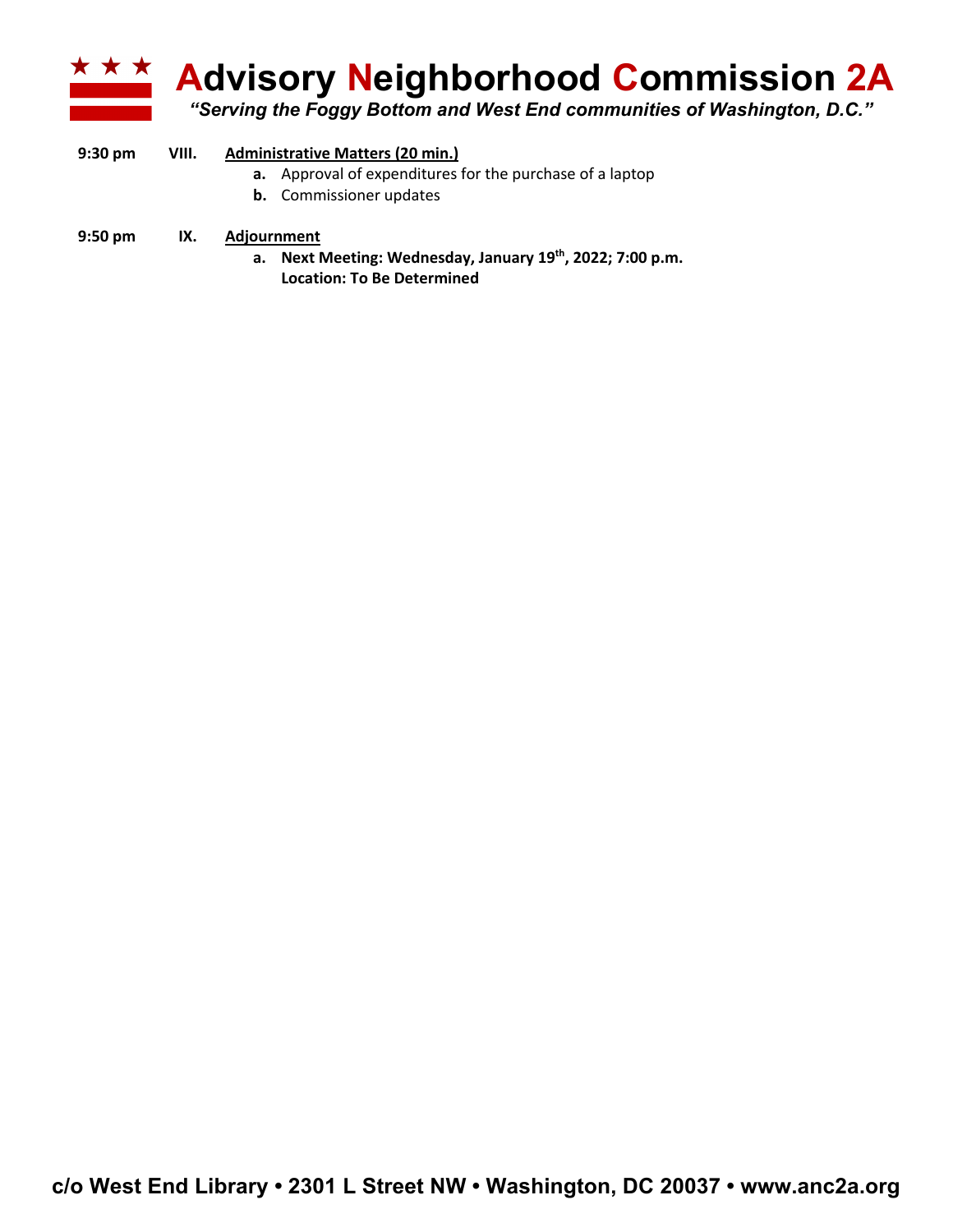# Advisory Neighborhood Commission 2A

*"Serving the Foggy Bottom and West End communities of Washington, D.C."*

**9:30 pm** **VIII.** **Administrative Matters (20 min.)**

- **a.** Approval of expenditures for the purchase of a laptop
- **b.** Commissioner updates

**9:50 pm** **IX.** **Adjournment**

- **a. Next Meeting: Wednesday, January 19th, 2022; 7:00 p.m.**
  **Location: To Be Determined**

**c/o West End Library • 2301 L Street NW • Washington, DC 20037 • www.anc2a.org**